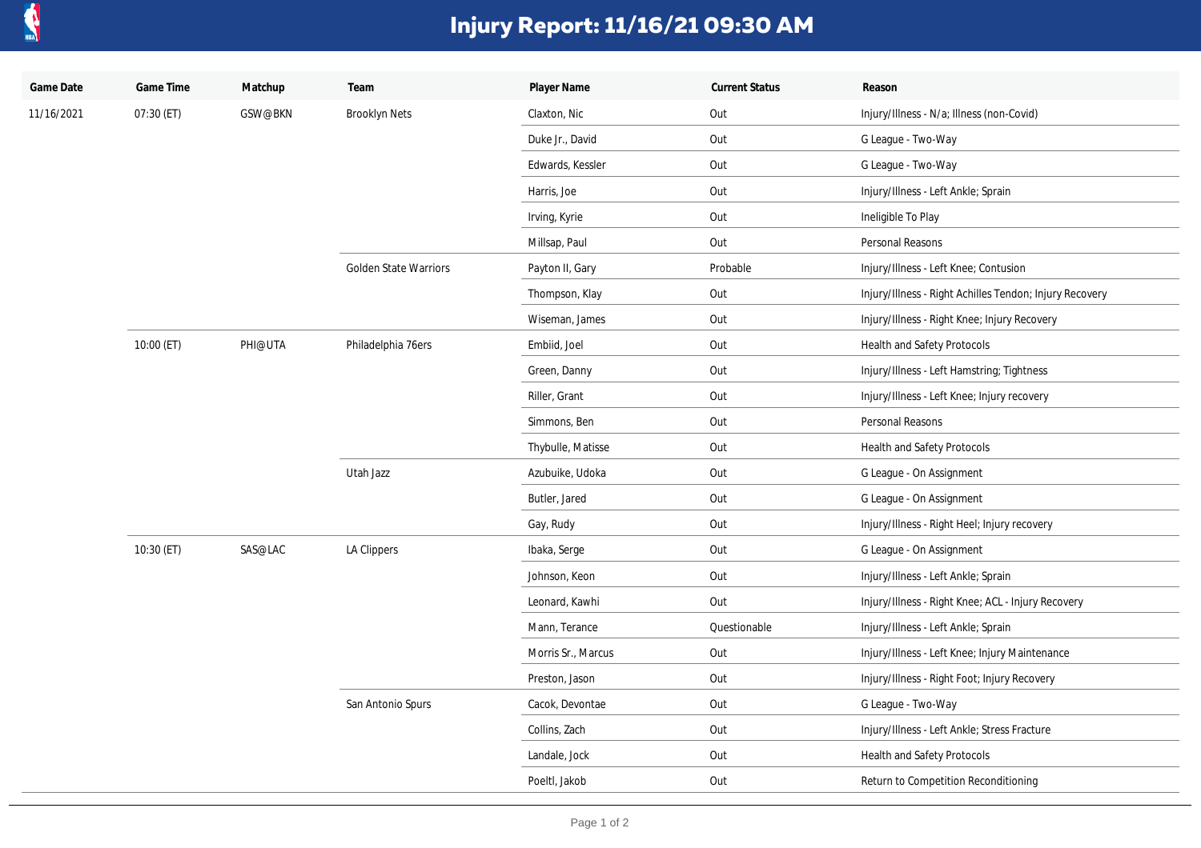# Injury Report: 11/16/21 09:30 AM

| Game Date | Game Time | Matchup | Team | Player Name | Current Status | Reason |
|---|---|---|---|---|---|---|
| 11/16/2021 | 07:30 (ET) | GSW@BKN | Brooklyn Nets | Claxton, Nic | Out | Injury/Illness - N/a; Illness (non-Covid) |
| | | | | Duke Jr., David | Out | G League - Two-Way |
| | | | | Edwards, Kessler | Out | G League - Two-Way |
| | | | | Harris, Joe | Out | Injury/Illness - Left Ankle; Sprain |
| | | | | Irving, Kyrie | Out | Ineligible To Play |
| | | | | Millsap, Paul | Out | Personal Reasons |
| | | | Golden State Warriors | Payton II, Gary | Probable | Injury/Illness - Left Knee; Contusion |
| | | | | Thompson, Klay | Out | Injury/Illness - Right Achilles Tendon; Injury Recovery |
| | | | | Wiseman, James | Out | Injury/Illness - Right Knee; Injury Recovery |
| | 10:00 (ET) | PHI@UTA | Philadelphia 76ers | Embiid, Joel | Out | Health and Safety Protocols |
| | | | | Green, Danny | Out | Injury/Illness - Left Hamstring; Tightness |
| | | | | Riller, Grant | Out | Injury/Illness - Left Knee; Injury recovery |
| | | | | Simmons, Ben | Out | Personal Reasons |
| | | | | Thybulle, Matisse | Out | Health and Safety Protocols |
| | | | Utah Jazz | Azubuike, Udoka | Out | G League - On Assignment |
| | | | | Butler, Jared | Out | G League - On Assignment |
| | | | | Gay, Rudy | Out | Injury/Illness - Right Heel; Injury recovery |
| | 10:30 (ET) | SAS@LAC | LA Clippers | Ibaka, Serge | Out | G League - On Assignment |
| | | | | Johnson, Keon | Out | Injury/Illness - Left Ankle; Sprain |
| | | | | Leonard, Kawhi | Out | Injury/Illness - Right Knee; ACL - Injury Recovery |
| | | | | Mann, Terance | Questionable | Injury/Illness - Left Ankle; Sprain |
| | | | | Morris Sr., Marcus | Out | Injury/Illness - Left Knee; Injury Maintenance |
| | | | | Preston, Jason | Out | Injury/Illness - Right Foot; Injury Recovery |
| | | | San Antonio Spurs | Cacok, Devontae | Out | G League - Two-Way |
| | | | | Collins, Zach | Out | Injury/Illness - Left Ankle; Stress Fracture |
| | | | | Landale, Jock | Out | Health and Safety Protocols |
| | | | | Poeltl, Jakob | Out | Return to Competition Reconditioning |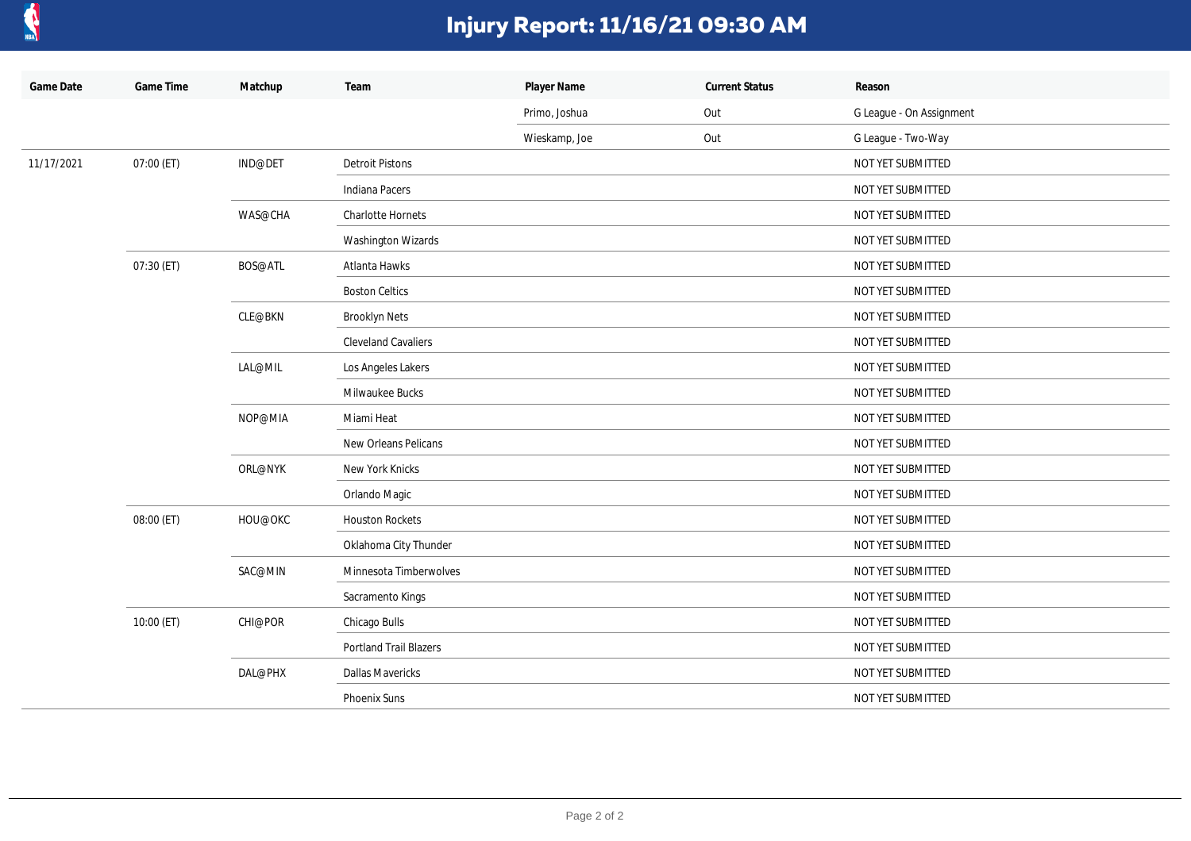# Injury Report: 11/16/21 09:30 AM

| Game Date | Game Time | Matchup | Team | Player Name | Current Status | Reason |
|---|---|---|---|---|---|---|
| | | | | Primo, Joshua | Out | G League - On Assignment |
| | | | | Wieskamp, Joe | Out | G League - Two-Way |
| 11/17/2021 | 07:00 (ET) | IND@DET | Detroit Pistons | | | NOT YET SUBMITTED |
| | | | Indiana Pacers | | | NOT YET SUBMITTED |
| | | WAS@CHA | Charlotte Hornets | | | NOT YET SUBMITTED |
| | | | Washington Wizards | | | NOT YET SUBMITTED |
| | 07:30 (ET) | BOS@ATL | Atlanta Hawks | | | NOT YET SUBMITTED |
| | | | Boston Celtics | | | NOT YET SUBMITTED |
| | | CLE@BKN | Brooklyn Nets | | | NOT YET SUBMITTED |
| | | | Cleveland Cavaliers | | | NOT YET SUBMITTED |
| | | LAL@MIL | Los Angeles Lakers | | | NOT YET SUBMITTED |
| | | | Milwaukee Bucks | | | NOT YET SUBMITTED |
| | | NOP@MIA | Miami Heat | | | NOT YET SUBMITTED |
| | | | New Orleans Pelicans | | | NOT YET SUBMITTED |
| | | ORL@NYK | New York Knicks | | | NOT YET SUBMITTED |
| | | | Orlando Magic | | | NOT YET SUBMITTED |
| | 08:00 (ET) | HOU@OKC | Houston Rockets | | | NOT YET SUBMITTED |
| | | | Oklahoma City Thunder | | | NOT YET SUBMITTED |
| | | SAC@MIN | Minnesota Timberwolves | | | NOT YET SUBMITTED |
| | | | Sacramento Kings | | | NOT YET SUBMITTED |
| | 10:00 (ET) | CHI@POR | Chicago Bulls | | | NOT YET SUBMITTED |
| | | | Portland Trail Blazers | | | NOT YET SUBMITTED |
| | | DAL@PHX | Dallas Mavericks | | | NOT YET SUBMITTED |
| | | | Phoenix Suns | | | NOT YET SUBMITTED |